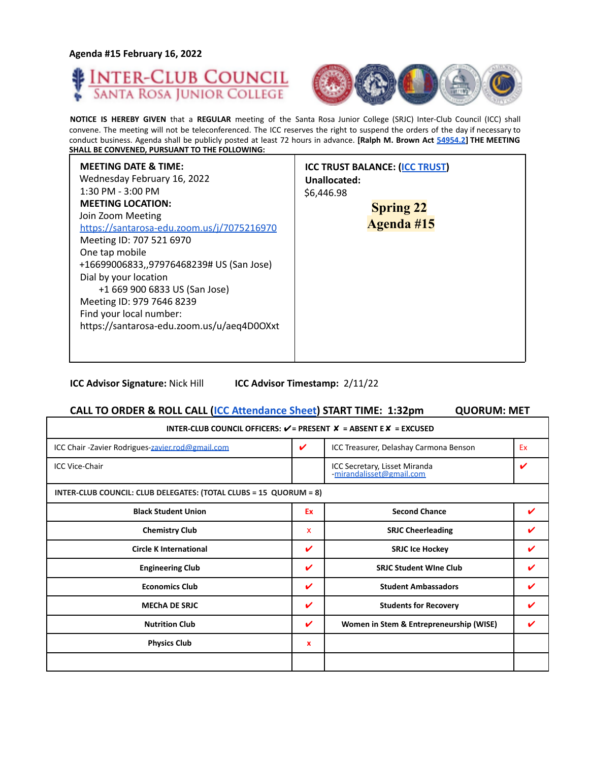Agenda #15 February 16, 2022

# INTER-CLUB COUNCIL
## SANTA ROSA JUNIOR COLLEGE

**NOTICE IS HEREBY GIVEN** that a **REGULAR** meeting of the Santa Rosa Junior College (SRJC) Inter-Club Council (ICC) shall convene. The meeting will not be teleconferenced. The ICC reserves the right to suspend the orders of the day if necessary to conduct business. Agenda shall be publicly posted at least 72 hours in advance. **[Ralph M. Brown Act 54954.2] THE MEETING SHALL BE CONVENED, PURSUANT TO THE FOLLOWING:**

| | |
|---|---|
| **MEETING DATE & TIME:**<br>Wednesday February 16, 2022<br>1:30 PM - 3:00 PM<br>**MEETING LOCATION:**<br>Join Zoom Meeting<br>https://santarosa-edu.zoom.us/j/7075216970<br>Meeting ID: 707 521 6970<br>One tap mobile<br>+16699006833,,97976468239# US (San Jose)<br>Dial by your location<br>+1 669 900 6833 US (San Jose)<br>Meeting ID: 979 7646 8239<br>Find your local number:<br>https://santarosa-edu.zoom.us/u/aeq4D0OXxt | **ICC TRUST BALANCE: (ICC TRUST)**<br>**Unallocated:**<br>$6,446.98<br><br>**Spring 22**<br>**Agenda #15** |

**ICC Advisor Signature:** Nick Hill  **ICC Advisor Timestamp:** 2/11/22

**CALL TO ORDER & ROLL CALL (ICC Attendance Sheet) START TIME: 1:32pm  QUORUM: MET**

| INTER-CLUB COUNCIL OFFICERS: ✔ = PRESENT ✗ = ABSENT E✗ = EXCUSED | | | |
|---|---|---|---|
| ICC Chair -Zavier Rodrigues-zavier.rod@gmail.com | ✔ | ICC Treasurer, Delashay Carmona Benson | Ex |
| ICC Vice-Chair | | ICC Secretary, Lisset Miranda -mirandalisset@gmail.com | ✔ |
| **INTER-CLUB COUNCIL: CLUB DELEGATES: (TOTAL CLUBS = 15 QUORUM = 8)** | | | |
| **Black Student Union** | Ex | **Second Chance** | ✔ |
| **Chemistry Club** | x | **SRJC Cheerleading** | ✔ |
| **Circle K International** | ✔ | **SRJC Ice Hockey** | ✔ |
| **Engineering Club** | ✔ | **SRJC Student WIne Club** | ✔ |
| **Economics Club** | ✔ | **Student Ambassadors** | ✔ |
| **MEChA DE SRJC** | ✔ | **Students for Recovery** | ✔ |
| **Nutrition Club** | ✔ | **Women in Stem & Entrepreneurship (WISE)** | ✔ |
| **Physics Club** | x | | |
| | | | |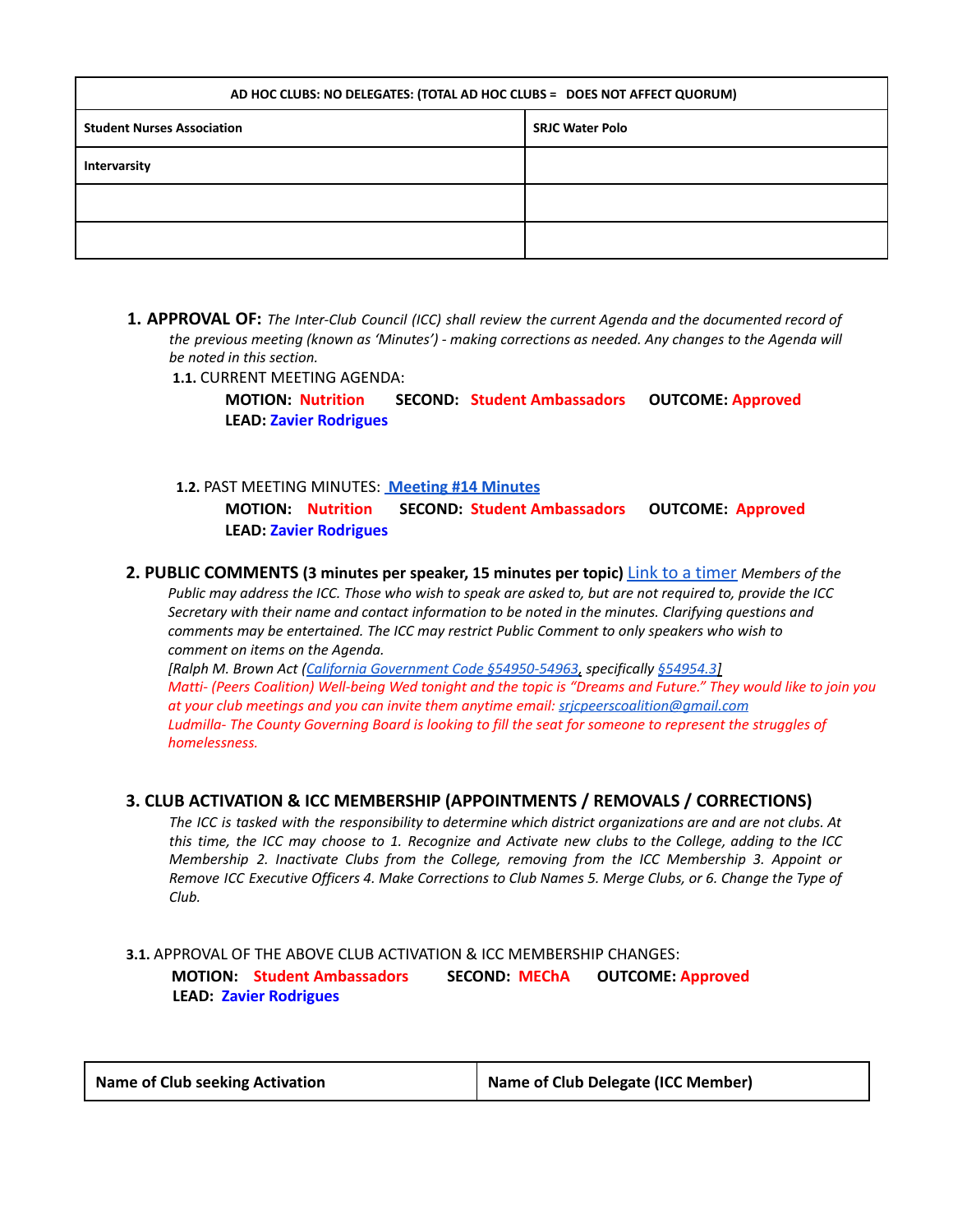| AD HOC CLUBS: NO DELEGATES: (TOTAL AD HOC CLUBS = DOES NOT AFFECT QUORUM) | |
|---|---|
| **Student Nurses Association** | **SRJC Water Polo** |
| **Intervarsity** | |
| | |
| | |

1. **APPROVAL OF:** *The Inter-Club Council (ICC) shall review the current Agenda and the documented record of the previous meeting (known as 'Minutes') - making corrections as needed. Any changes to the Agenda will be noted in this section.*

   **1.1.** CURRENT MEETING AGENDA:

   **MOTION: Nutrition SECOND: Student Ambassadors OUTCOME: Approved**
   **LEAD: Zavier Rodrigues**

   **1.2.** PAST MEETING MINUTES: **Meeting #14 Minutes**

   **MOTION: Nutrition SECOND: Student Ambassadors OUTCOME: Approved**
   **LEAD: Zavier Rodrigues**

2. **PUBLIC COMMENTS (3 minutes per speaker, 15 minutes per topic)** Link to a timer *Members of the Public may address the ICC. Those who wish to speak are asked to, but are not required to, provide the ICC Secretary with their name and contact information to be noted in the minutes. Clarifying questions and comments may be entertained. The ICC may restrict Public Comment to only speakers who wish to comment on items on the Agenda.*
   *[Ralph M. Brown Act (California Government Code §54950-54963, specifically §54954.3]*
   *Matti- (Peers Coalition) Well-being Wed tonight and the topic is "Dreams and Future." They would like to join you at your club meetings and you can invite them anytime email: srjcpeerscoalition@gmail.com*
   *Ludmilla- The County Governing Board is looking to fill the seat for someone to represent the struggles of homelessness.*

3. **CLUB ACTIVATION & ICC MEMBERSHIP (APPOINTMENTS / REMOVALS / CORRECTIONS)**
   *The ICC is tasked with the responsibility to determine which district organizations are and are not clubs. At this time, the ICC may choose to 1. Recognize and Activate new clubs to the College, adding to the ICC Membership 2. Inactivate Clubs from the College, removing from the ICC Membership 3. Appoint or Remove ICC Executive Officers 4. Make Corrections to Club Names 5. Merge Clubs, or 6. Change the Type of Club.*

**3.1.** APPROVAL OF THE ABOVE CLUB ACTIVATION & ICC MEMBERSHIP CHANGES:

**MOTION: Student Ambassadors SECOND: MEChA OUTCOME: Approved**
**LEAD: Zavier Rodrigues**

| Name of Club seeking Activation | Name of Club Delegate (ICC Member) |
|---|---|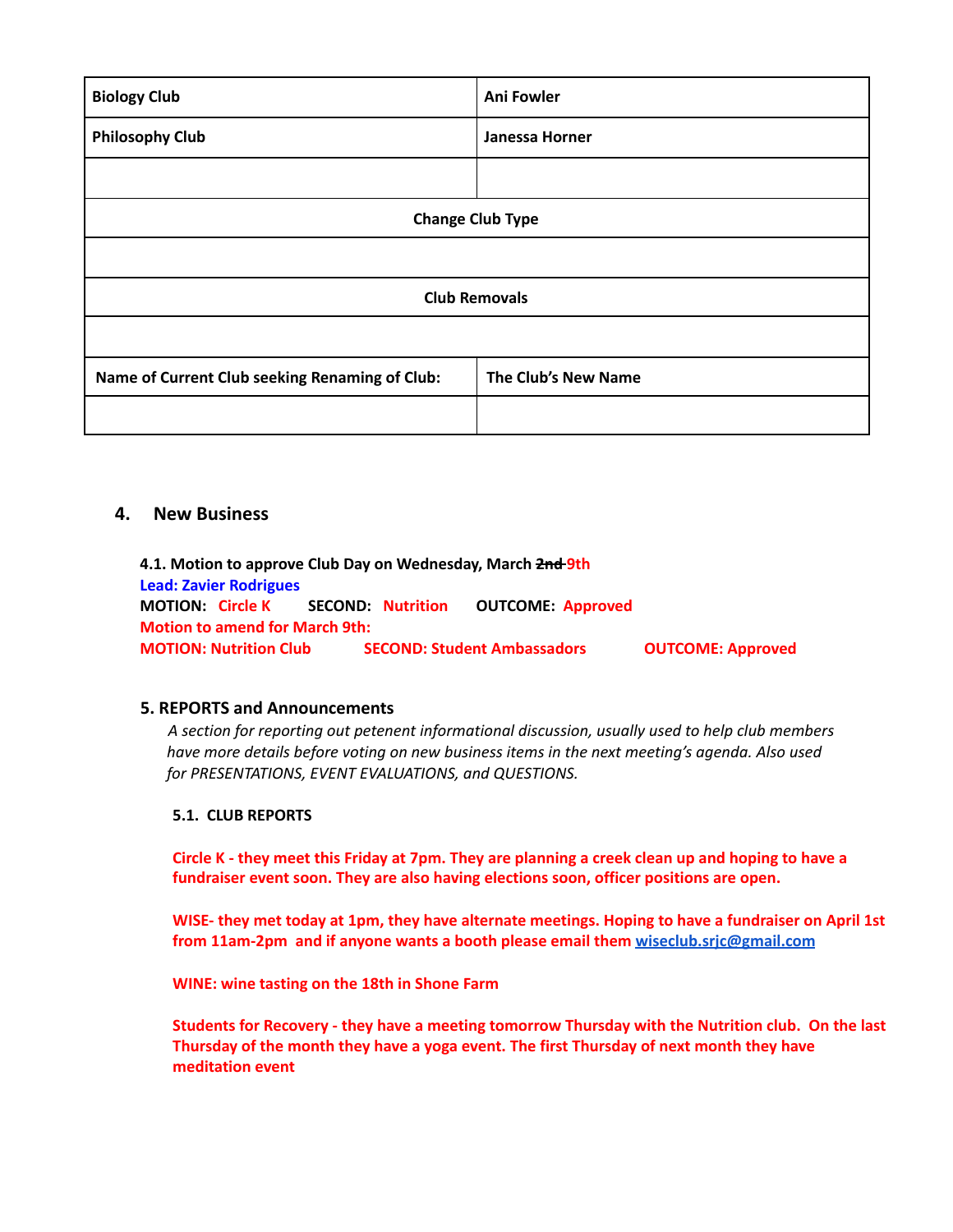| Biology Club | Ani Fowler |
|---|---|
| Philosophy Club | Janessa Horner |
| | |
| **Change Club Type** | |
| | |
| **Club Removals** | |
| | |
| **Name of Current Club seeking Renaming of Club:** | **The Club's New Name** |
| | |

## 4. New Business

**4.1. Motion to approve Club Day on Wednesday, March ~~2nd~~ 9th**
**Lead: Zavier Rodrigues**
**MOTION: Circle K SECOND: Nutrition OUTCOME: Approved**
**Motion to amend for March 9th:**
**MOTION: Nutrition Club SECOND: Student Ambassadors OUTCOME: Approved**

### 5. REPORTS and Announcements

*A section for reporting out petenent informational discussion, usually used to help club members have more details before voting on new business items in the next meeting's agenda. Also used for PRESENTATIONS, EVENT EVALUATIONS, and QUESTIONS.*

**5.1. CLUB REPORTS**

**Circle K - they meet this Friday at 7pm. They are planning a creek clean up and hoping to have a fundraiser event soon. They are also having elections soon, officer positions are open.**

**WISE- they met today at 1pm, they have alternate meetings. Hoping to have a fundraiser on April 1st from 11am-2pm and if anyone wants a booth please email them wiseclub.srjc@gmail.com**

**WINE: wine tasting on the 18th in Shone Farm**

**Students for Recovery - they have a meeting tomorrow Thursday with the Nutrition club. On the last Thursday of the month they have a yoga event. The first Thursday of next month they have meditation event**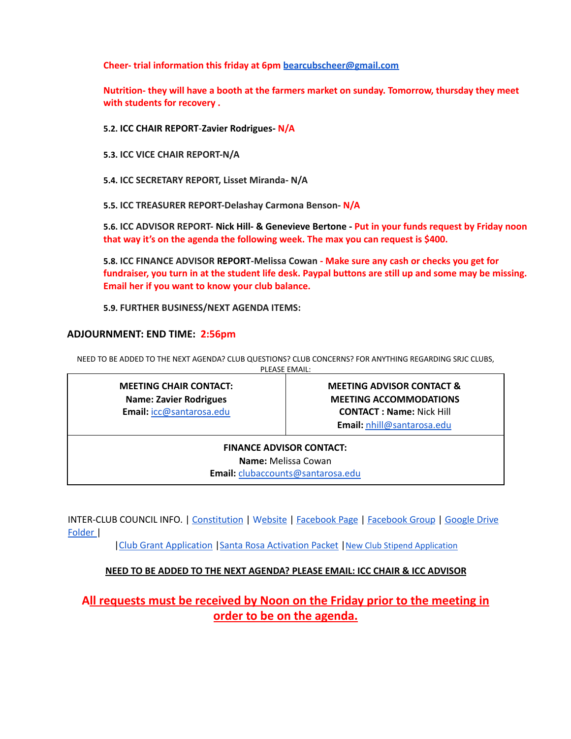**Cheer- trial information this friday at 6pm [bearcubscheer@gmail.com](mailto:bearcubscheer@gmail.com)**

**Nutrition- they will have a booth at the farmers market on sunday. Tomorrow, thursday they meet with students for recovery .**

**5.2. ICC CHAIR REPORT-Zavier Rodrigues- N/A**

**5.3. ICC VICE CHAIR REPORT-N/A**

**5.4. ICC SECRETARY REPORT, Lisset Miranda- N/A**

**5.5. ICC TREASURER REPORT-Delashay Carmona Benson- N/A**

**5.6. ICC ADVISOR REPORT- Nick Hill- & Genevieve Bertone - Put in your funds request by Friday noon that way it's on the agenda the following week. The max you can request is $400.**

**5.8. ICC FINANCE ADVISOR REPORT-Melissa Cowan - Make sure any cash or checks you get for fundraiser, you turn in at the student life desk. Paypal buttons are still up and some may be missing. Email her if you want to know your club balance.**

**5.9. FURTHER BUSINESS/NEXT AGENDA ITEMS:**

## ADJOURNMENT: END TIME: 2:56pm

NEED TO BE ADDED TO THE NEXT AGENDA? CLUB QUESTIONS? CLUB CONCERNS? FOR ANYTHING REGARDING SRJC CLUBS, PLEASE EMAIL:

| | |
|---|---|
| **MEETING CHAIR CONTACT:** **Name: Zavier Rodrigues** **Email:** [icc@santarosa.edu](mailto:icc@santarosa.edu) | **MEETING ADVISOR CONTACT & MEETING ACCOMMODATIONS CONTACT : Name:** Nick Hill **Email:** [nhill@santarosa.edu](mailto:nhill@santarosa.edu) |
| **FINANCE ADVISOR CONTACT:** **Name:** Melissa Cowan **Email:** [clubaccounts@santarosa.edu](mailto:clubaccounts@santarosa.edu) | |

INTER-CLUB COUNCIL INFO. | Constitution | Website | Facebook Page | Facebook Group | Google Drive Folder |

| Club Grant Application | Santa Rosa Activation Packet | New Club Stipend Application

**NEED TO BE ADDED TO THE NEXT AGENDA? PLEASE EMAIL: ICC CHAIR & ICC ADVISOR**

**All requests must be received by Noon on the Friday prior to the meeting in order to be on the agenda.**